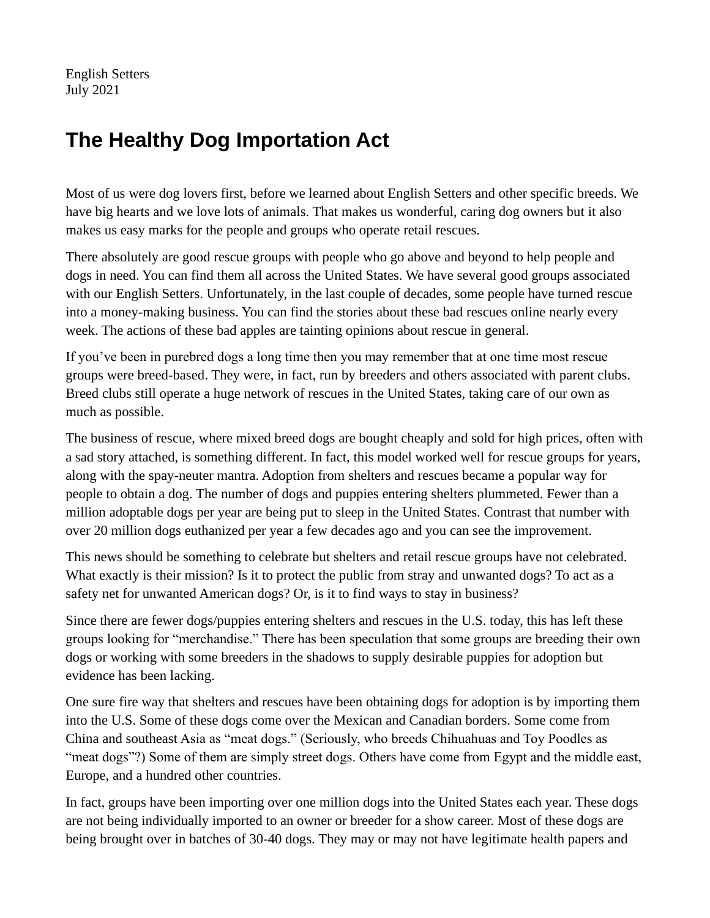English Setters
July 2021

# The Healthy Dog Importation Act

Most of us were dog lovers first, before we learned about English Setters and other specific breeds. We have big hearts and we love lots of animals. That makes us wonderful, caring dog owners but it also makes us easy marks for the people and groups who operate retail rescues.

There absolutely are good rescue groups with people who go above and beyond to help people and dogs in need. You can find them all across the United States. We have several good groups associated with our English Setters. Unfortunately, in the last couple of decades, some people have turned rescue into a money-making business. You can find the stories about these bad rescues online nearly every week. The actions of these bad apples are tainting opinions about rescue in general.

If you've been in purebred dogs a long time then you may remember that at one time most rescue groups were breed-based. They were, in fact, run by breeders and others associated with parent clubs. Breed clubs still operate a huge network of rescues in the United States, taking care of our own as much as possible.

The business of rescue, where mixed breed dogs are bought cheaply and sold for high prices, often with a sad story attached, is something different. In fact, this model worked well for rescue groups for years, along with the spay-neuter mantra. Adoption from shelters and rescues became a popular way for people to obtain a dog. The number of dogs and puppies entering shelters plummeted. Fewer than a million adoptable dogs per year are being put to sleep in the United States. Contrast that number with over 20 million dogs euthanized per year a few decades ago and you can see the improvement.

This news should be something to celebrate but shelters and retail rescue groups have not celebrated. What exactly is their mission? Is it to protect the public from stray and unwanted dogs? To act as a safety net for unwanted American dogs? Or, is it to find ways to stay in business?

Since there are fewer dogs/puppies entering shelters and rescues in the U.S. today, this has left these groups looking for "merchandise." There has been speculation that some groups are breeding their own dogs or working with some breeders in the shadows to supply desirable puppies for adoption but evidence has been lacking.

One sure fire way that shelters and rescues have been obtaining dogs for adoption is by importing them into the U.S. Some of these dogs come over the Mexican and Canadian borders. Some come from China and southeast Asia as "meat dogs." (Seriously, who breeds Chihuahuas and Toy Poodles as "meat dogs"?) Some of them are simply street dogs. Others have come from Egypt and the middle east, Europe, and a hundred other countries.

In fact, groups have been importing over one million dogs into the United States each year. These dogs are not being individually imported to an owner or breeder for a show career. Most of these dogs are being brought over in batches of 30-40 dogs. They may or may not have legitimate health papers and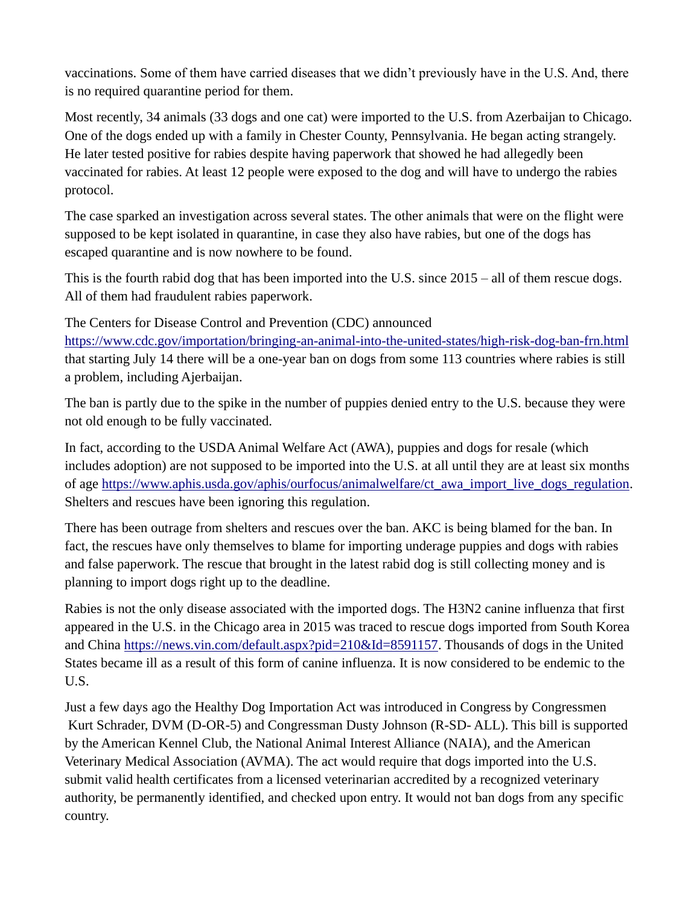vaccinations. Some of them have carried diseases that we didn't previously have in the U.S. And, there is no required quarantine period for them.

Most recently, 34 animals (33 dogs and one cat) were imported to the U.S. from Azerbaijan to Chicago. One of the dogs ended up with a family in Chester County, Pennsylvania. He began acting strangely. He later tested positive for rabies despite having paperwork that showed he had allegedly been vaccinated for rabies. At least 12 people were exposed to the dog and will have to undergo the rabies protocol.

The case sparked an investigation across several states. The other animals that were on the flight were supposed to be kept isolated in quarantine, in case they also have rabies, but one of the dogs has escaped quarantine and is now nowhere to be found.

This is the fourth rabid dog that has been imported into the U.S. since 2015 – all of them rescue dogs. All of them had fraudulent rabies paperwork.

The Centers for Disease Control and Prevention (CDC) announced https://www.cdc.gov/importation/bringing-an-animal-into-the-united-states/high-risk-dog-ban-frn.html that starting July 14 there will be a one-year ban on dogs from some 113 countries where rabies is still a problem, including Ajerbaijan.

The ban is partly due to the spike in the number of puppies denied entry to the U.S. because they were not old enough to be fully vaccinated.

In fact, according to the USDA Animal Welfare Act (AWA), puppies and dogs for resale (which includes adoption) are not supposed to be imported into the U.S. at all until they are at least six months of age https://www.aphis.usda.gov/aphis/ourfocus/animalwelfare/ct_awa_import_live_dogs_regulation. Shelters and rescues have been ignoring this regulation.

There has been outrage from shelters and rescues over the ban. AKC is being blamed for the ban. In fact, the rescues have only themselves to blame for importing underage puppies and dogs with rabies and false paperwork. The rescue that brought in the latest rabid dog is still collecting money and is planning to import dogs right up to the deadline.

Rabies is not the only disease associated with the imported dogs. The H3N2 canine influenza that first appeared in the U.S. in the Chicago area in 2015 was traced to rescue dogs imported from South Korea and China https://news.vin.com/default.aspx?pid=210&Id=8591157. Thousands of dogs in the United States became ill as a result of this form of canine influenza. It is now considered to be endemic to the U.S.

Just a few days ago the Healthy Dog Importation Act was introduced in Congress by Congressmen Kurt Schrader, DVM (D-OR-5) and Congressman Dusty Johnson (R-SD- ALL). This bill is supported by the American Kennel Club, the National Animal Interest Alliance (NAIA), and the American Veterinary Medical Association (AVMA). The act would require that dogs imported into the U.S. submit valid health certificates from a licensed veterinarian accredited by a recognized veterinary authority, be permanently identified, and checked upon entry. It would not ban dogs from any specific country.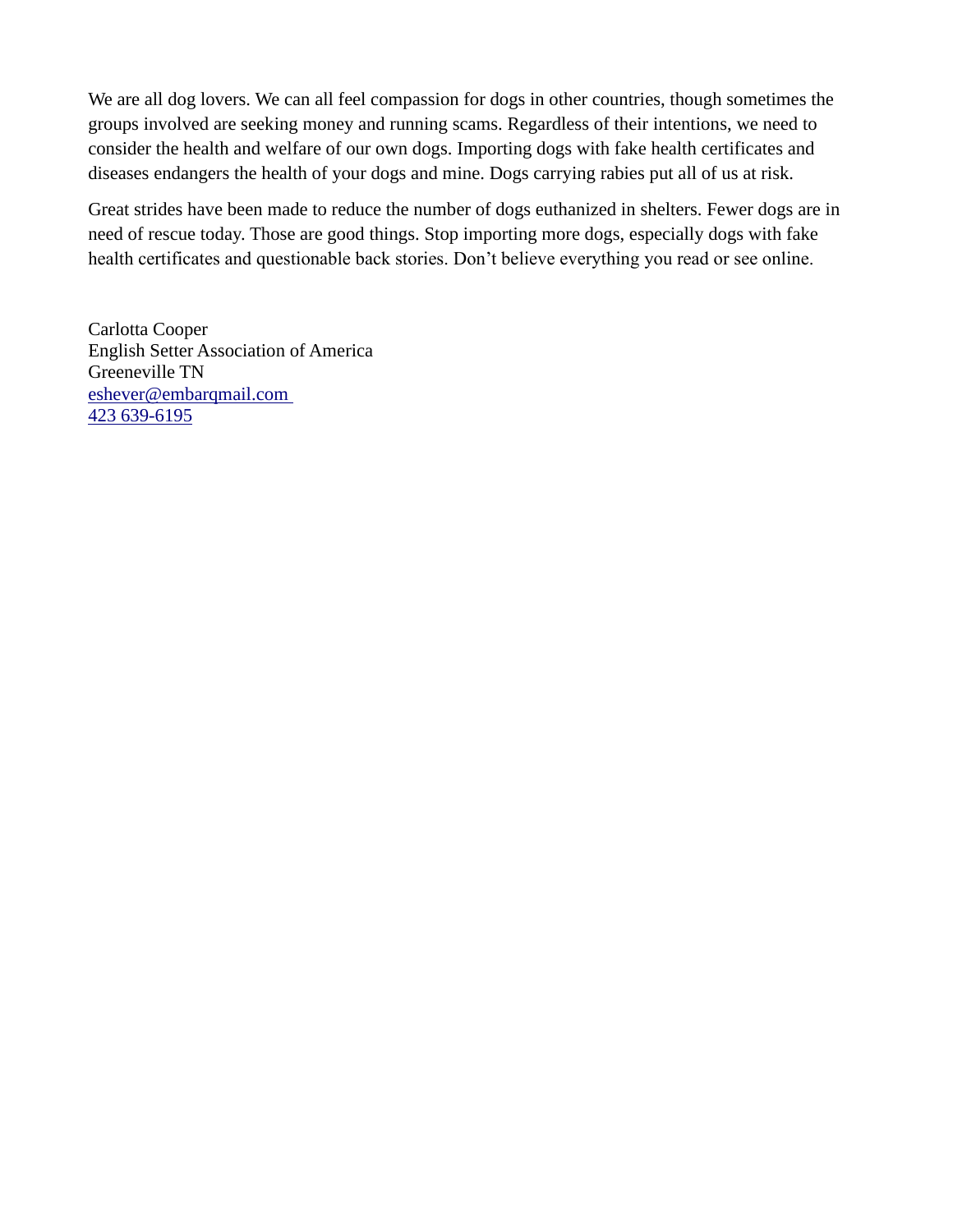We are all dog lovers. We can all feel compassion for dogs in other countries, though sometimes the groups involved are seeking money and running scams. Regardless of their intentions, we need to consider the health and welfare of our own dogs. Importing dogs with fake health certificates and diseases endangers the health of your dogs and mine. Dogs carrying rabies put all of us at risk.

Great strides have been made to reduce the number of dogs euthanized in shelters. Fewer dogs are in need of rescue today. Those are good things. Stop importing more dogs, especially dogs with fake health certificates and questionable back stories. Don't believe everything you read or see online.

Carlotta Cooper  
English Setter Association of America  
Greeneville TN  
eshever@embarqmail.com  
423 639-6195